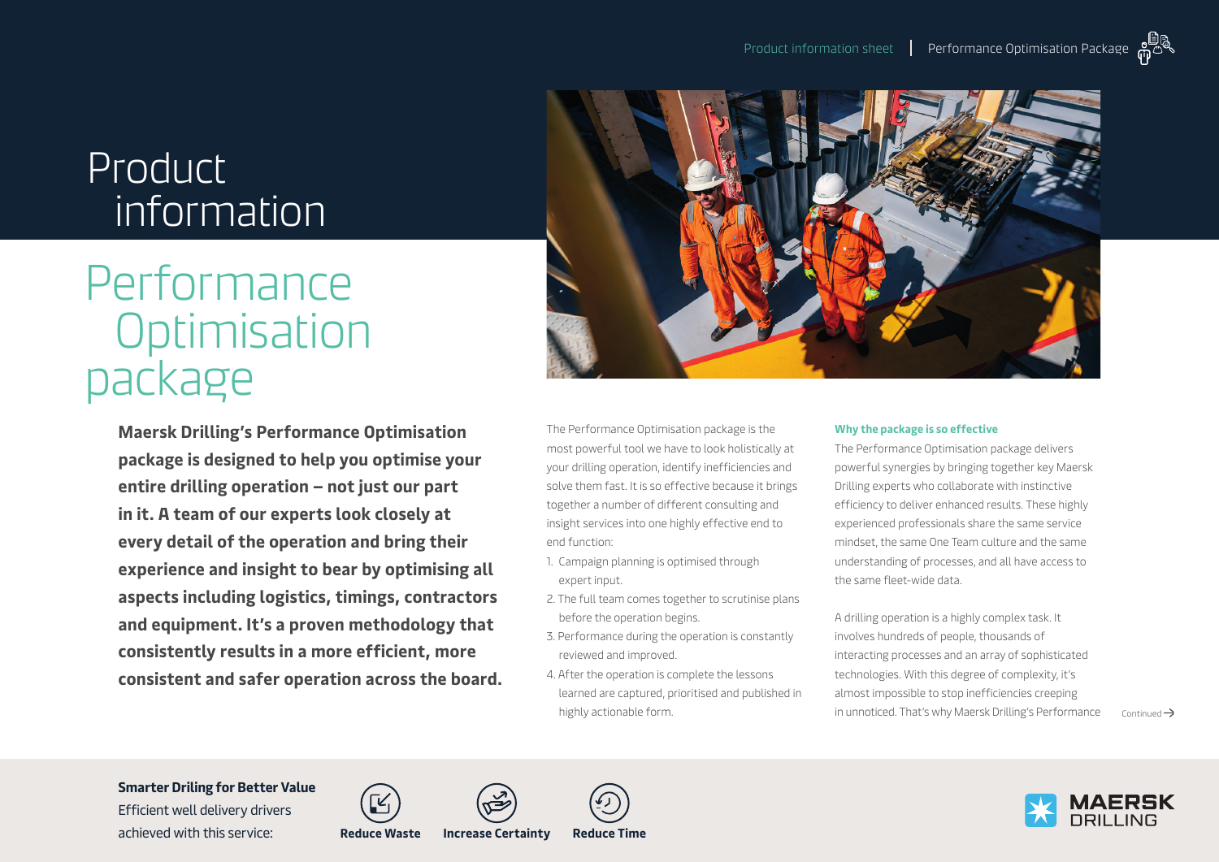# Product information

# Performance Optimisation package

**Maersk Drilling's Performance Optimisation package is designed to help you optimise your entire drilling operation – not just our part in it. A team of our experts look closely at every detail of the operation and bring their experience and insight to bear by optimising all aspects including logistics, timings, contractors and equipment. It's a proven methodology that consistently results in a more efficient, more consistent and safer operation across the board.**

The Performance Optimisation package is the most powerful tool we have to look holistically at your drilling operation, identify inefficiencies and solve them fast. It is so effective because it brings together a number of different consulting and insight services into one highly effective end to end function:

1. Campaign planning is optimised through expert input.
2. The full team comes together to scrutinise plans before the operation begins.
3. Performance during the operation is constantly reviewed and improved.
4. After the operation is complete the lessons learned are captured, prioritised and published in highly actionable form.

### Why the package is so effective

The Performance Optimisation package delivers powerful synergies by bringing together key Maersk Drilling experts who collaborate with instinctive efficiency to deliver enhanced results. These highly experienced professionals share the same service mindset, the same One Team culture and the same understanding of processes, and all have access to the same fleet-wide data.

A drilling operation is a highly complex task. It involves hundreds of people, thousands of interacting processes and an array of sophisticated technologies. With this degree of complexity, it's almost impossible to stop inefficiencies creeping in unnoticed. That's why Maersk Drilling's Performance

Continued →

**Smarter Driling for Better Value**
Efficient well delivery drivers achieved with this service:

**Reduce Waste** **Increase Certainty** **Reduce Time**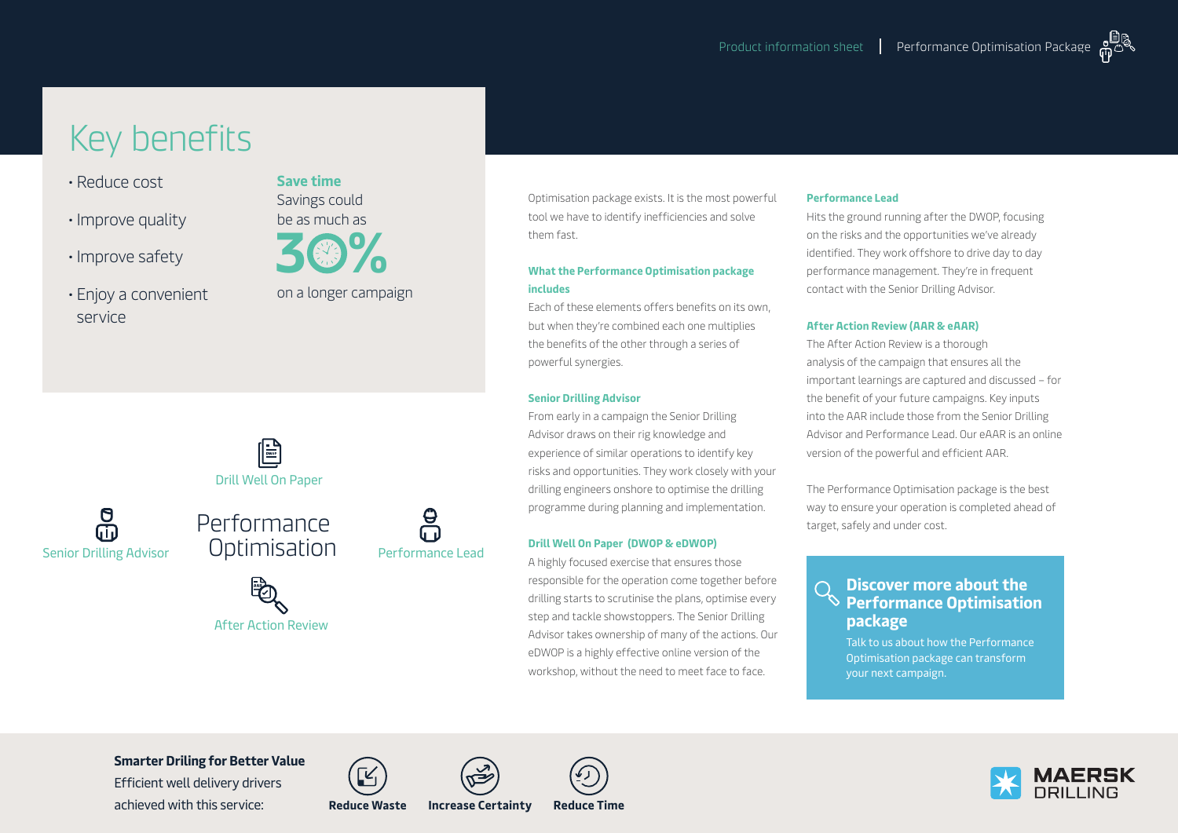# Key benefits

- Reduce cost
- Improve quality
- Improve safety
- Enjoy a convenient service

**Save time**
Savings could be as much as

**30%**

on a longer campaign

Drill Well On Paper

Senior Drilling Advisor

Performance Optimisation

Performance Lead

After Action Review

Optimisation package exists. It is the most powerful tool we have to identify inefficiencies and solve them fast.

**What the Performance Optimisation package includes**

Each of these elements offers benefits on its own, but when they're combined each one multiplies the benefits of the other through a series of powerful synergies.

**Senior Drilling Advisor**

From early in a campaign the Senior Drilling Advisor draws on their rig knowledge and experience of similar operations to identify key risks and opportunities. They work closely with your drilling engineers onshore to optimise the drilling programme during planning and implementation.

**Drill Well On Paper (DWOP & eDWOP)**

A highly focused exercise that ensures those responsible for the operation come together before drilling starts to scrutinise the plans, optimise every step and tackle showstoppers. The Senior Drilling Advisor takes ownership of many of the actions. Our eDWOP is a highly effective online version of the workshop, without the need to meet face to face.

**Performance Lead**

Hits the ground running after the DWOP, focusing on the risks and the opportunities we've already identified. They work offshore to drive day to day performance management. They're in frequent contact with the Senior Drilling Advisor.

**After Action Review (AAR & eAAR)**

The After Action Review is a thorough analysis of the campaign that ensures all the important learnings are captured and discussed – for the benefit of your future campaigns. Key inputs into the AAR include those from the Senior Drilling Advisor and Performance Lead. Our eAAR is an online version of the powerful and efficient AAR.

The Performance Optimisation package is the best way to ensure your operation is completed ahead of target, safely and under cost.

## Discover more about the Performance Optimisation package

Talk to us about how the Performance Optimisation package can transform your next campaign.

**Smarter Driling for Better Value**

Efficient well delivery drivers achieved with this service:

**Reduce Waste** **Increase Certainty** **Reduce Time**

MAERSK DRILLING